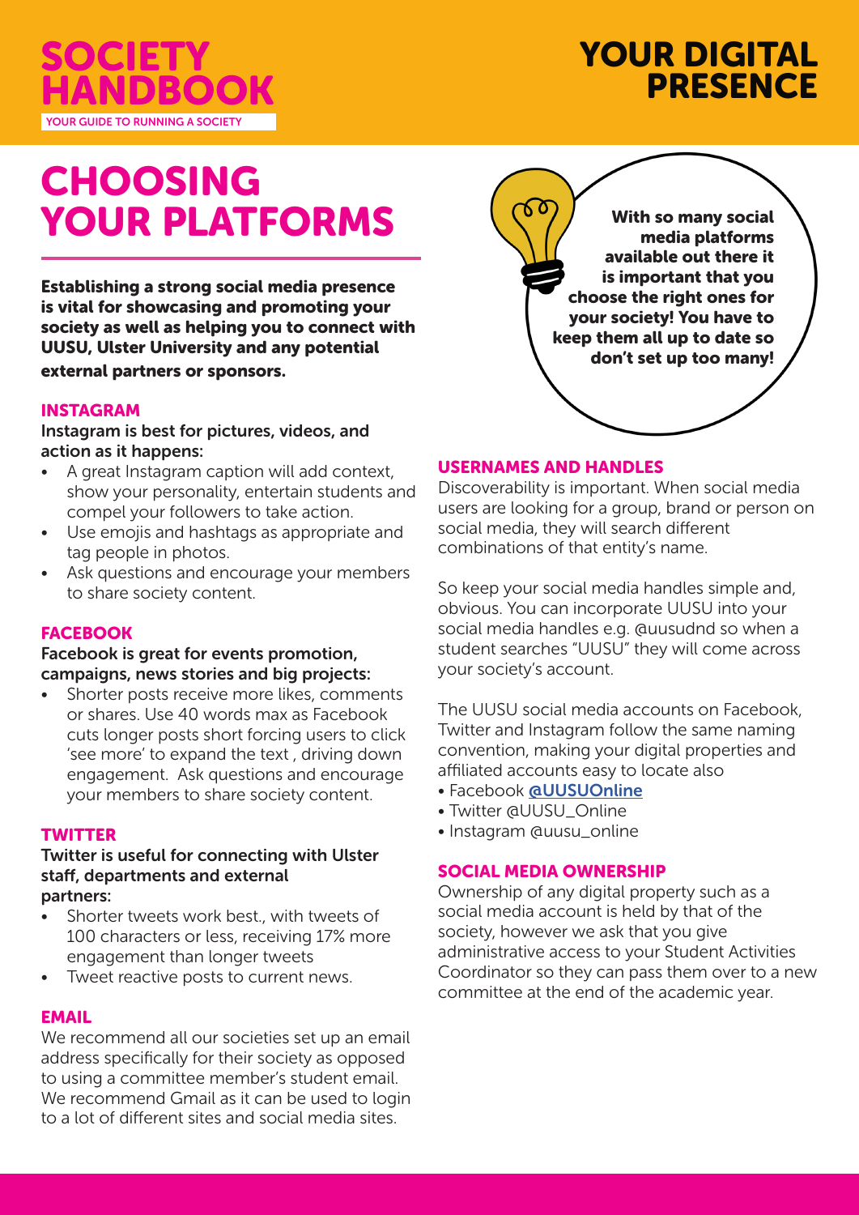# SOCIETY HANDBOOK

YOUR GUIDE TO RUNNING A SOCIETY

# YOUR DIGITAL PRESENCE

## CHOOSING YOUR PLATFORMS

**Establishing a strong social media presence is vital for showcasing and promoting your society as well as helping you to connect with UUSU, Ulster University and any potential external partners or sponsors.**

**With so many social media platforms available out there it is important that you choose the right ones for your society! You have to keep them all up to date so don't set up too many!**

### INSTAGRAM

Instagram is best for pictures, videos, and action as it happens:

- A great Instagram caption will add context, show your personality, entertain students and compel your followers to take action.
- Use emojis and hashtags as appropriate and tag people in photos.
- Ask questions and encourage your members to share society content.

### FACEBOOK

Facebook is great for events promotion, campaigns, news stories and big projects:

- Shorter posts receive more likes, comments or shares. Use 40 words max as Facebook cuts longer posts short forcing users to click 'see more' to expand the text , driving down engagement. Ask questions and encourage your members to share society content.

### TWITTER

Twitter is useful for connecting with Ulster staff, departments and external partners:

- Shorter tweets work best., with tweets of 100 characters or less, receiving 17% more engagement than longer tweets
- Tweet reactive posts to current news.

### EMAIL

We recommend all our societies set up an email address specifically for their society as opposed to using a committee member's student email. We recommend Gmail as it can be used to login to a lot of different sites and social media sites.

### USERNAMES AND HANDLES

Discoverability is important. When social media users are looking for a group, brand or person on social media, they will search different combinations of that entity's name.

So keep your social media handles simple and, obvious. You can incorporate UUSU into your social media handles e.g. @uusudnd so when a student searches "UUSU" they will come across your society's account.

The UUSU social media accounts on Facebook, Twitter and Instagram follow the same naming convention, making your digital properties and affiliated accounts easy to locate also

- Facebook @UUSUOnline
- Twitter @UUSU_Online
- Instagram @uusu_online

### SOCIAL MEDIA OWNERSHIP

Ownership of any digital property such as a social media account is held by that of the society, however we ask that you give administrative access to your Student Activities Coordinator so they can pass them over to a new committee at the end of the academic year.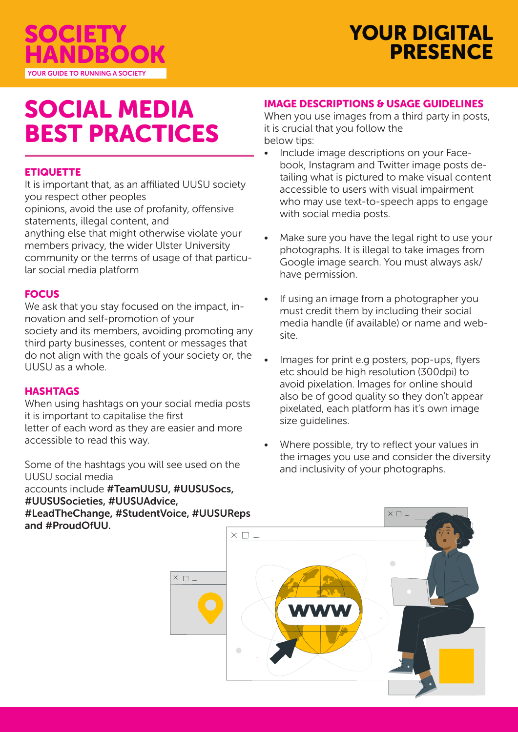# SOCIAL MEDIA BEST PRACTICES

### ETIQUETTE

It is important that, as an affiliated UUSU society you respect other peoples opinions, avoid the use of profanity, offensive statements, illegal content, and anything else that might otherwise violate your members privacy, the wider Ulster University community or the terms of usage of that particular social media platform

### FOCUS

We ask that you stay focused on the impact, innovation and self-promotion of your society and its members, avoiding promoting any third party businesses, content or messages that do not align with the goals of your society or, the UUSU as a whole.

### HASHTAGS

When using hashtags on your social media posts it is important to capitalise the first letter of each word as they are easier and more accessible to read this way.

Some of the hashtags you will see used on the UUSU social media accounts include **#TeamUUSU, #UUSUSocs, #UUSUSocieties, #UUSUAdvice, #LeadTheChange, #StudentVoice, #UUSUReps and #ProudOfUU.**

### IMAGE DESCRIPTIONS & USAGE GUIDELINES

When you use images from a third party in posts, it is crucial that you follow the below tips:

- Include image descriptions on your Facebook, Instagram and Twitter image posts detailing what is pictured to make visual content accessible to users with visual impairment who may use text-to-speech apps to engage with social media posts.
- Make sure you have the legal right to use your photographs. It is illegal to take images from Google image search. You must always ask/ have permission.
- If using an image from a photographer you must credit them by including their social media handle (if available) or name and website.
- Images for print e.g posters, pop-ups, flyers etc should be high resolution (300dpi) to avoid pixelation. Images for online should also be of good quality so they don't appear pixelated, each platform has it's own image size guidelines.
- Where possible, try to reflect your values in the images you use and consider the diversity and inclusivity of your photographs.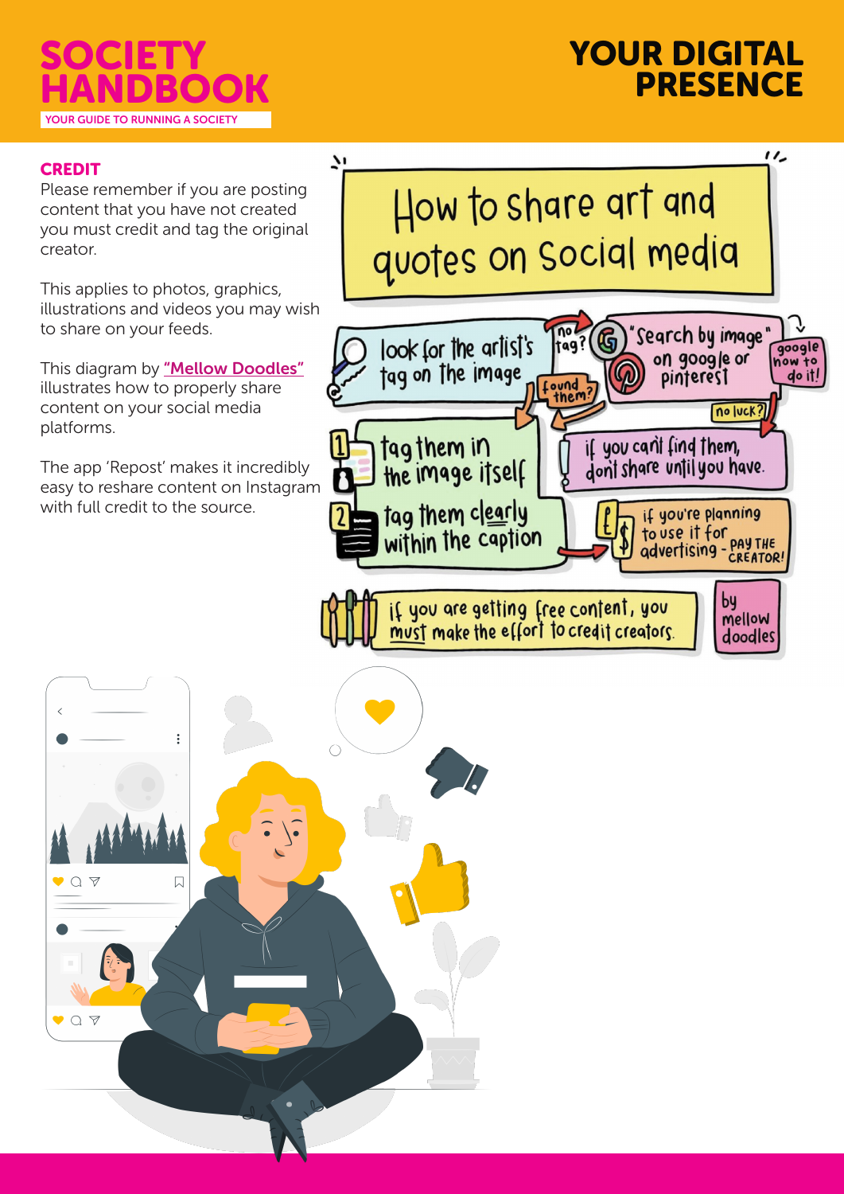# SOCIETY HANDBOOK

YOUR GUIDE TO RUNNING A SOCIETY

# YOUR DIGITAL PRESENCE

## CREDIT

Please remember if you are posting content that you have not created you must credit and tag the original creator.

This applies to photos, graphics, illustrations and videos you may wish to share on your feeds.

This diagram by **"Mellow Doodles"** illustrates how to properly share content on your social media platforms.

The app 'Repost' makes it incredibly easy to reshare content on Instagram with full credit to the source.

How to share art and quotes on Social media

look for the artist's tag on the image

no tag?

"Search by image" on google or pinterest

google how to do it!

found them?

no luck?

1 tag them in the image itself

2 tag them clearly within the caption

if you can't find them, don't share until you have.

if you're planning to use it for advertising - PAY THE CREATOR!

if you are getting free content, you must make the effort to credit creators.

by mellow doodles